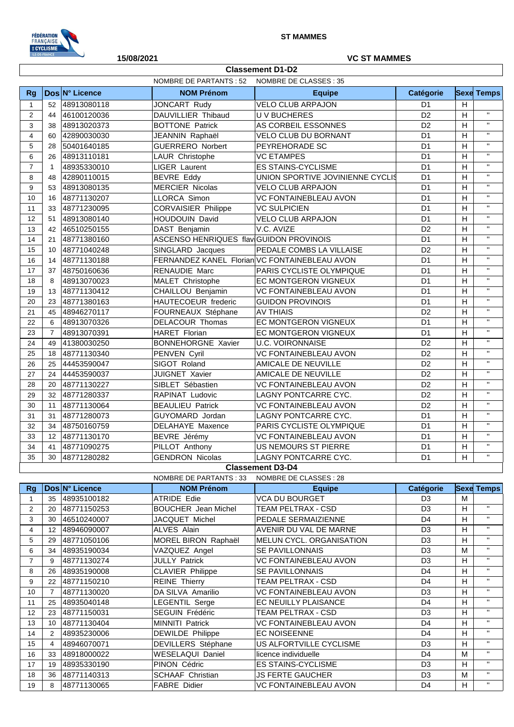ST MAMMES

15/08/2021

VC ST MAMMES

## Classement D1-D2

NOMBRE DE PARTANTS : 52 NOMBRE DE CLASSES : 35

| Rg | Dos | N° Licence | NOM Prénom | Equipe | Catégorie | Sexe | Temps |
|---|---|---|---|---|---|---|---|
| 1 | 52 | 48913080118 | JONCART Rudy | VELO CLUB ARPAJON | D1 | H | |
| 2 | 44 | 46100120036 | DAUVILLIER Thibaud | U V BUCHERES | D2 | H | " |
| 3 | 38 | 48913020373 | BOTTONE Patrick | AS CORBEIL ESSONNES | D2 | H | " |
| 4 | 60 | 42890030030 | JEANNIN Raphaël | VELO CLUB DU BORNANT | D1 | H | " |
| 5 | 28 | 50401640185 | GUERRERO Norbert | PEYREHORADE SC | D1 | H | " |
| 6 | 26 | 48913110181 | LAUR Christophe | VC ETAMPES | D1 | H | " |
| 7 | 1 | 48935330010 | LIGER Laurent | ES STAINS-CYCLISME | D1 | H | " |
| 8 | 48 | 42890110015 | BEVRE Eddy | UNION SPORTIVE JOVINIENNE CYCLIS | D1 | H | " |
| 9 | 53 | 48913080135 | MERCIER Nicolas | VELO CLUB ARPAJON | D1 | H | " |
| 10 | 16 | 48771130207 | LLORCA Simon | VC FONTAINEBLEAU AVON | D1 | H | " |
| 11 | 33 | 48771230095 | CORVAISIER Philippe | VC SULPICIEN | D1 | H | " |
| 12 | 51 | 48913080140 | HOUDOUIN David | VELO CLUB ARPAJON | D1 | H | " |
| 13 | 42 | 46510250155 | DAST Benjamin | V.C. AVIZE | D2 | H | " |
| 14 | 21 | 48771380160 | ASCENSO HENRIQUES flav | GUIDON PROVINOIS | D1 | H | " |
| 15 | 10 | 48771040248 | SINGLARD Jacques | PEDALE COMBS LA VILLAISE | D2 | H | " |
| 16 | 14 | 48771130188 | FERNANDEZ KANEL Florian | VC FONTAINEBLEAU AVON | D1 | H | " |
| 17 | 37 | 48750160636 | RENAUDIE Marc | PARIS CYCLISTE OLYMPIQUE | D1 | H | " |
| 18 | 8 | 48913070023 | MALET Christophe | EC MONTGERON VIGNEUX | D1 | H | " |
| 19 | 13 | 48771130412 | CHAILLOU Benjamin | VC FONTAINEBLEAU AVON | D1 | H | " |
| 20 | 23 | 48771380163 | HAUTECOEUR frederic | GUIDON PROVINOIS | D1 | H | " |
| 21 | 45 | 48946270117 | FOURNEAUX Stéphane | AV THIAIS | D2 | H | " |
| 22 | 6 | 48913070326 | DELACOUR Thomas | EC MONTGERON VIGNEUX | D1 | H | " |
| 23 | 7 | 48913070391 | HARET Florian | EC MONTGERON VIGNEUX | D1 | H | " |
| 24 | 49 | 41380030250 | BONNEHORGNE Xavier | U.C. VOIRONNAISE | D2 | H | " |
| 25 | 18 | 48771130340 | PENVEN Cyril | VC FONTAINEBLEAU AVON | D2 | H | " |
| 26 | 25 | 44453590047 | SIGOT Roland | AMICALE DE NEUVILLE | D2 | H | " |
| 27 | 24 | 44453590037 | JUIGNET Xavier | AMICALE DE NEUVILLE | D2 | H | " |
| 28 | 20 | 48771130227 | SIBLET Sébastien | VC FONTAINEBLEAU AVON | D2 | H | " |
| 29 | 32 | 48771280337 | RAPINAT Ludovic | LAGNY PONTCARRE CYC. | D2 | H | " |
| 30 | 11 | 48771130064 | BEAULIEU Patrick | VC FONTAINEBLEAU AVON | D2 | H | " |
| 31 | 31 | 48771280073 | GUYOMARD Jordan | LAGNY PONTCARRE CYC. | D1 | H | " |
| 32 | 34 | 48750160759 | DELAHAYE Maxence | PARIS CYCLISTE OLYMPIQUE | D1 | H | " |
| 33 | 12 | 48771130170 | BEVRE Jérémy | VC FONTAINEBLEAU AVON | D1 | H | " |
| 34 | 41 | 48771090275 | PILLOT Anthony | US NEMOURS ST PIERRE | D1 | H | " |
| 35 | 30 | 48771280282 | GENDRON Nicolas | LAGNY PONTCARRE CYC. | D1 | H | " |

## Classement D3-D4

NOMBRE DE PARTANTS : 33 NOMBRE DE CLASSES : 28

| Rg | Dos | N° Licence | NOM Prénom | Equipe | Catégorie | Sexe | Temps |
|---|---|---|---|---|---|---|---|
| 1 | 35 | 48935100182 | ATRIDE Edie | VCA DU BOURGET | D3 | M | |
| 2 | 20 | 48771150253 | BOUCHER Jean Michel | TEAM PELTRAX - CSD | D3 | H | " |
| 3 | 30 | 46510240007 | JACQUET Michel | PEDALE SERMAIZIENNE | D4 | H | " |
| 4 | 12 | 48946090007 | ALVES Alain | AVENIR DU VAL DE MARNE | D3 | H | " |
| 5 | 29 | 48771050106 | MOREL BIRON Raphaël | MELUN CYCL. ORGANISATION | D3 | H | " |
| 6 | 34 | 48935190034 | VAZQUEZ Angel | SE PAVILLONNAIS | D3 | M | " |
| 7 | 9 | 48771130274 | JULLY Patrick | VC FONTAINEBLEAU AVON | D3 | H | " |
| 8 | 26 | 48935190008 | CLAVIER Philippe | SE PAVILLONNAIS | D4 | H | " |
| 9 | 22 | 48771150210 | REINE Thierry | TEAM PELTRAX - CSD | D4 | H | " |
| 10 | 7 | 48771130020 | DA SILVA Amarilio | VC FONTAINEBLEAU AVON | D3 | H | " |
| 11 | 25 | 48935040148 | LEGENTIL Serge | EC NEUILLY PLAISANCE | D4 | H | " |
| 12 | 23 | 48771150031 | SEGUIN Frédéric | TEAM PELTRAX - CSD | D3 | H | " |
| 13 | 10 | 48771130404 | MINNITI Patrick | VC FONTAINEBLEAU AVON | D4 | H | " |
| 14 | 2 | 48935230006 | DEWILDE Philippe | EC NOISEENNE | D4 | H | " |
| 15 | 4 | 48946070071 | DEVILLERS Stéphane | US ALFORTVILLE CYCLISME | D3 | H | " |
| 16 | 33 | 48918000022 | WESELAQUI Daniel | licence individuelle | D4 | M | " |
| 17 | 19 | 48935330190 | PINON Cédric | ES STAINS-CYCLISME | D3 | H | " |
| 18 | 36 | 48771140313 | SCHAAF Christian | JS FERTE GAUCHER | D3 | M | " |
| 19 | 8 | 48771130065 | FABRE Didier | VC FONTAINEBLEAU AVON | D4 | H | " |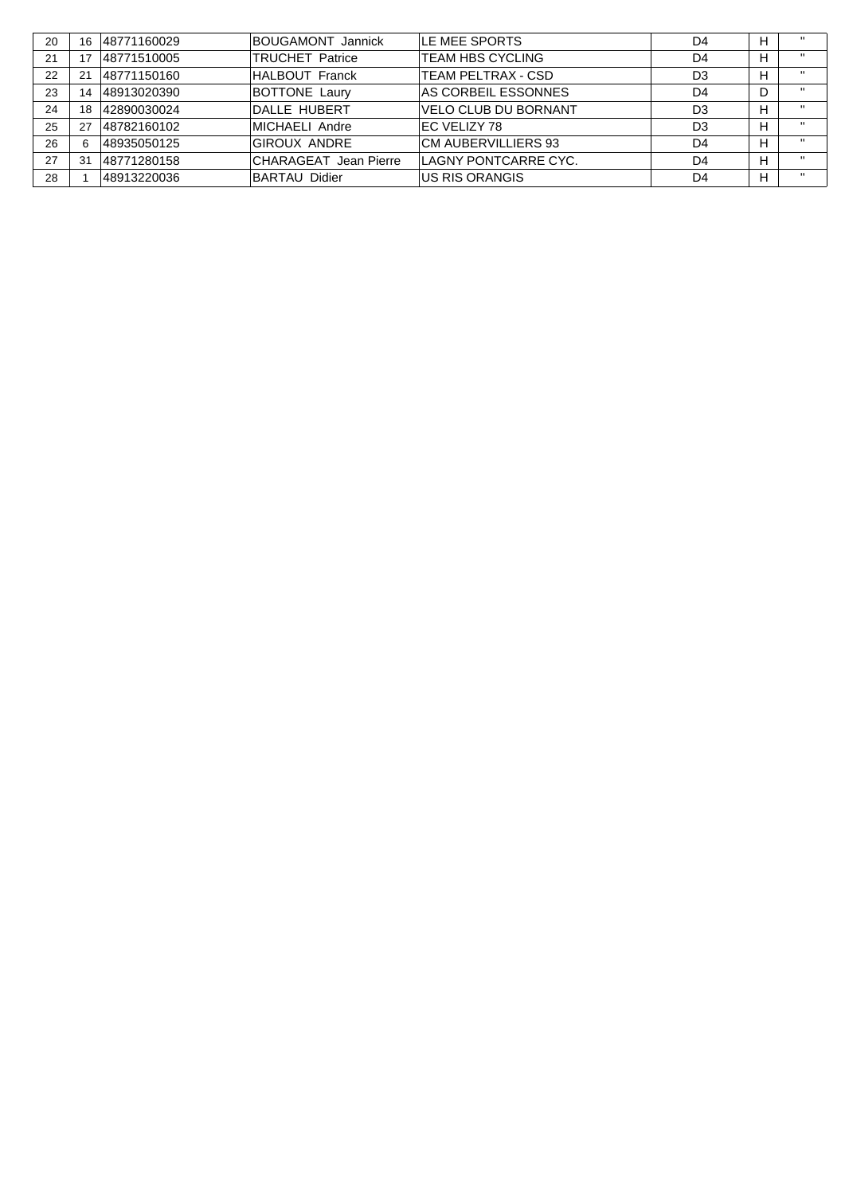| | | | | | | | |
|---|---|---|---|---|---|---|---|
| 20 | 16 | 48771160029 | BOUGAMONT Jannick | LE MEE SPORTS | D4 | H | " |
| 21 | 17 | 48771510005 | TRUCHET Patrice | TEAM HBS CYCLING | D4 | H | " |
| 22 | 21 | 48771150160 | HALBOUT Franck | TEAM PELTRAX - CSD | D3 | H | " |
| 23 | 14 | 48913020390 | BOTTONE Laury | AS CORBEIL ESSONNES | D4 | D | " |
| 24 | 18 | 42890030024 | DALLE HUBERT | VELO CLUB DU BORNANT | D3 | H | " |
| 25 | 27 | 48782160102 | MICHAELI Andre | EC VELIZY 78 | D3 | H | " |
| 26 | 6 | 48935050125 | GIROUX ANDRE | CM AUBERVILLIERS 93 | D4 | H | " |
| 27 | 31 | 48771280158 | CHARAGEAT Jean Pierre | LAGNY PONTCARRE CYC. | D4 | H | " |
| 28 | 1 | 48913220036 | BARTAU Didier | US RIS ORANGIS | D4 | H | " |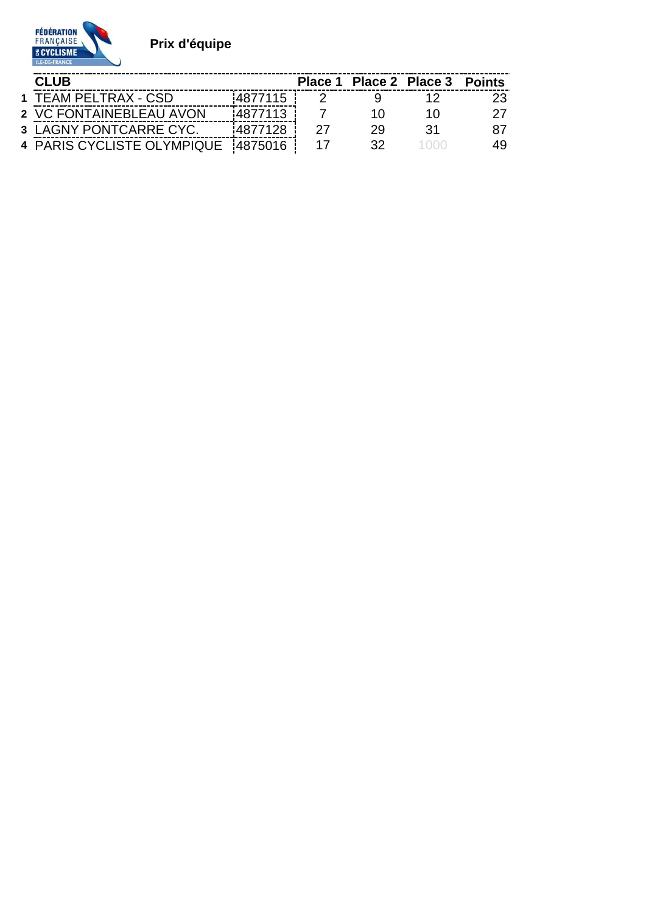## Prix d'équipe

| | CLUB | | Place 1 | Place 2 | Place 3 | Points |
|---|---|---|---|---|---|---|
| 1 | TEAM PELTRAX - CSD | 4877115 | 2 | 9 | 12 | 23 |
| 2 | VC FONTAINEBLEAU AVON | 4877113 | 7 | 10 | 10 | 27 |
| 3 | LAGNY PONTCARRE CYC. | 4877128 | 27 | 29 | 31 | 87 |
| 4 | PARIS CYCLISTE OLYMPIQUE | 4875016 | 17 | 32 | 1000 | 49 |